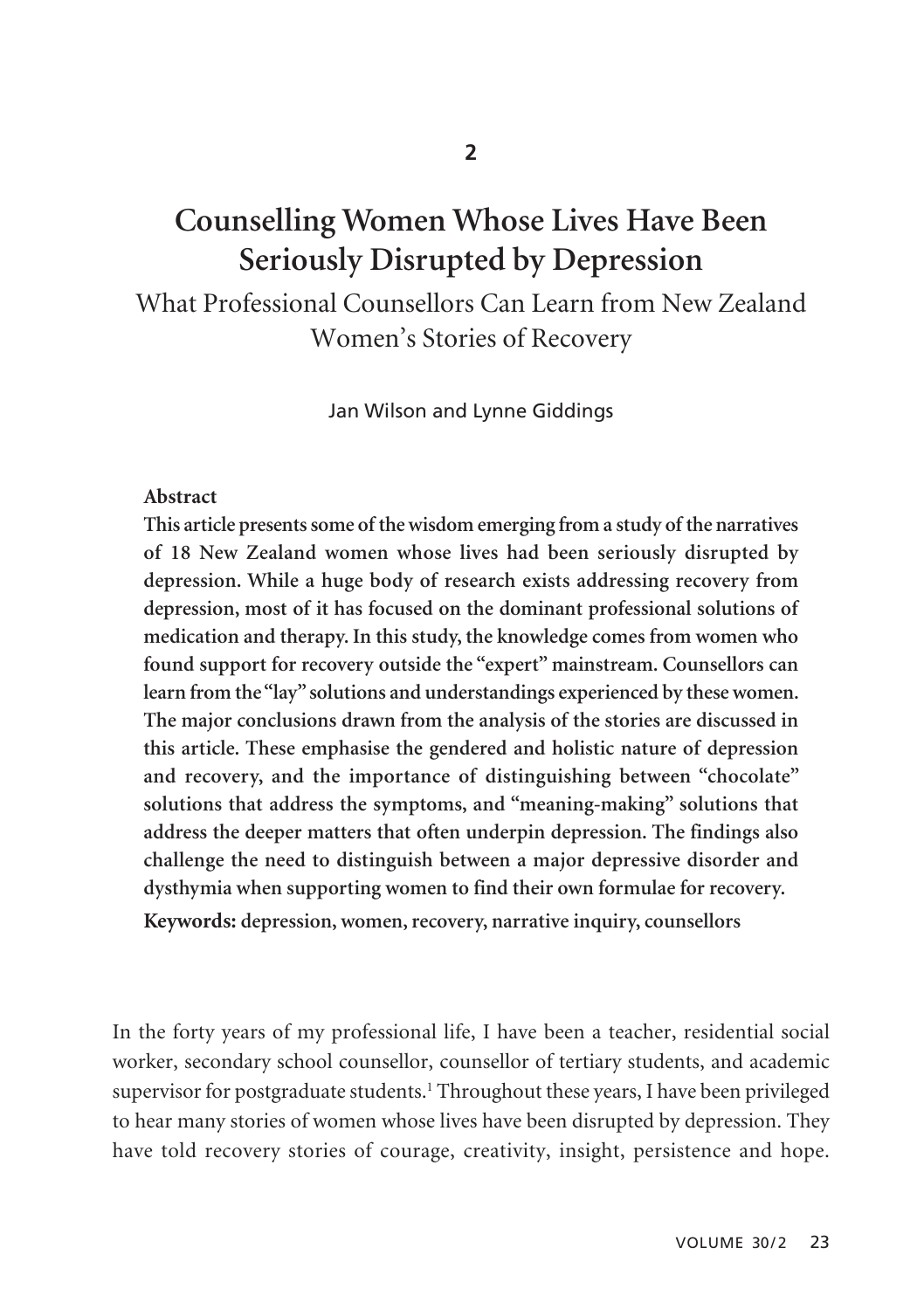2

# Counselling Women Whose Lives Have Been Seriously Disrupted by Depression

## What Professional Counsellors Can Learn from New Zealand Women's Stories of Recovery

Jan Wilson and Lynne Giddings

**Abstract**

**This article presents some of the wisdom emerging from a study of the narratives of 18 New Zealand women whose lives had been seriously disrupted by depression. While a huge body of research exists addressing recovery from depression, most of it has focused on the dominant professional solutions of medication and therapy. In this study, the knowledge comes from women who found support for recovery outside the "expert" mainstream. Counsellors can learn from the "lay" solutions and understandings experienced by these women. The major conclusions drawn from the analysis of the stories are discussed in this article. These emphasise the gendered and holistic nature of depression and recovery, and the importance of distinguishing between "chocolate" solutions that address the symptoms, and "meaning-making" solutions that address the deeper matters that often underpin depression. The findings also challenge the need to distinguish between a major depressive disorder and dysthymia when supporting women to find their own formulae for recovery.**

**Keywords: depression, women, recovery, narrative inquiry, counsellors**

In the forty years of my professional life, I have been a teacher, residential social worker, secondary school counsellor, counsellor of tertiary students, and academic supervisor for postgraduate students.[1] Throughout these years, I have been privileged to hear many stories of women whose lives have been disrupted by depression. They have told recovery stories of courage, creativity, insight, persistence and hope.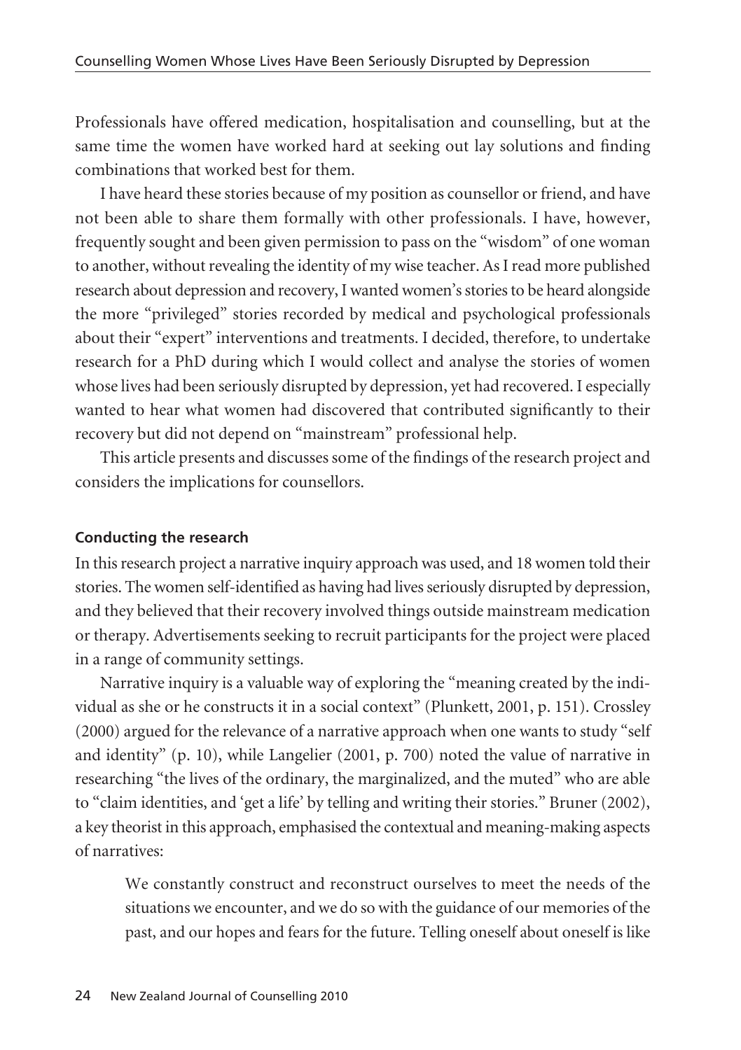Professionals have offered medication, hospitalisation and counselling, but at the same time the women have worked hard at seeking out lay solutions and finding combinations that worked best for them.

I have heard these stories because of my position as counsellor or friend, and have not been able to share them formally with other professionals. I have, however, frequently sought and been given permission to pass on the "wisdom" of one woman to another, without revealing the identity of my wise teacher. As I read more published research about depression and recovery, I wanted women's stories to be heard alongside the more "privileged" stories recorded by medical and psychological professionals about their "expert" interventions and treatments. I decided, therefore, to undertake research for a PhD during which I would collect and analyse the stories of women whose lives had been seriously disrupted by depression, yet had recovered. I especially wanted to hear what women had discovered that contributed significantly to their recovery but did not depend on "mainstream" professional help.

This article presents and discusses some of the findings of the research project and considers the implications for counsellors.

#### Conducting the research

In this research project a narrative inquiry approach was used, and 18 women told their stories. The women self-identified as having had lives seriously disrupted by depression, and they believed that their recovery involved things outside mainstream medication or therapy. Advertisements seeking to recruit participants for the project were placed in a range of community settings.

Narrative inquiry is a valuable way of exploring the "meaning created by the individual as she or he constructs it in a social context" (Plunkett, 2001, p. 151). Crossley (2000) argued for the relevance of a narrative approach when one wants to study "self and identity" (p. 10), while Langelier (2001, p. 700) noted the value of narrative in researching "the lives of the ordinary, the marginalized, and the muted" who are able to "claim identities, and 'get a life' by telling and writing their stories." Bruner (2002), a key theorist in this approach, emphasised the contextual and meaning-making aspects of narratives:

> We constantly construct and reconstruct ourselves to meet the needs of the situations we encounter, and we do so with the guidance of our memories of the past, and our hopes and fears for the future. Telling oneself about oneself is like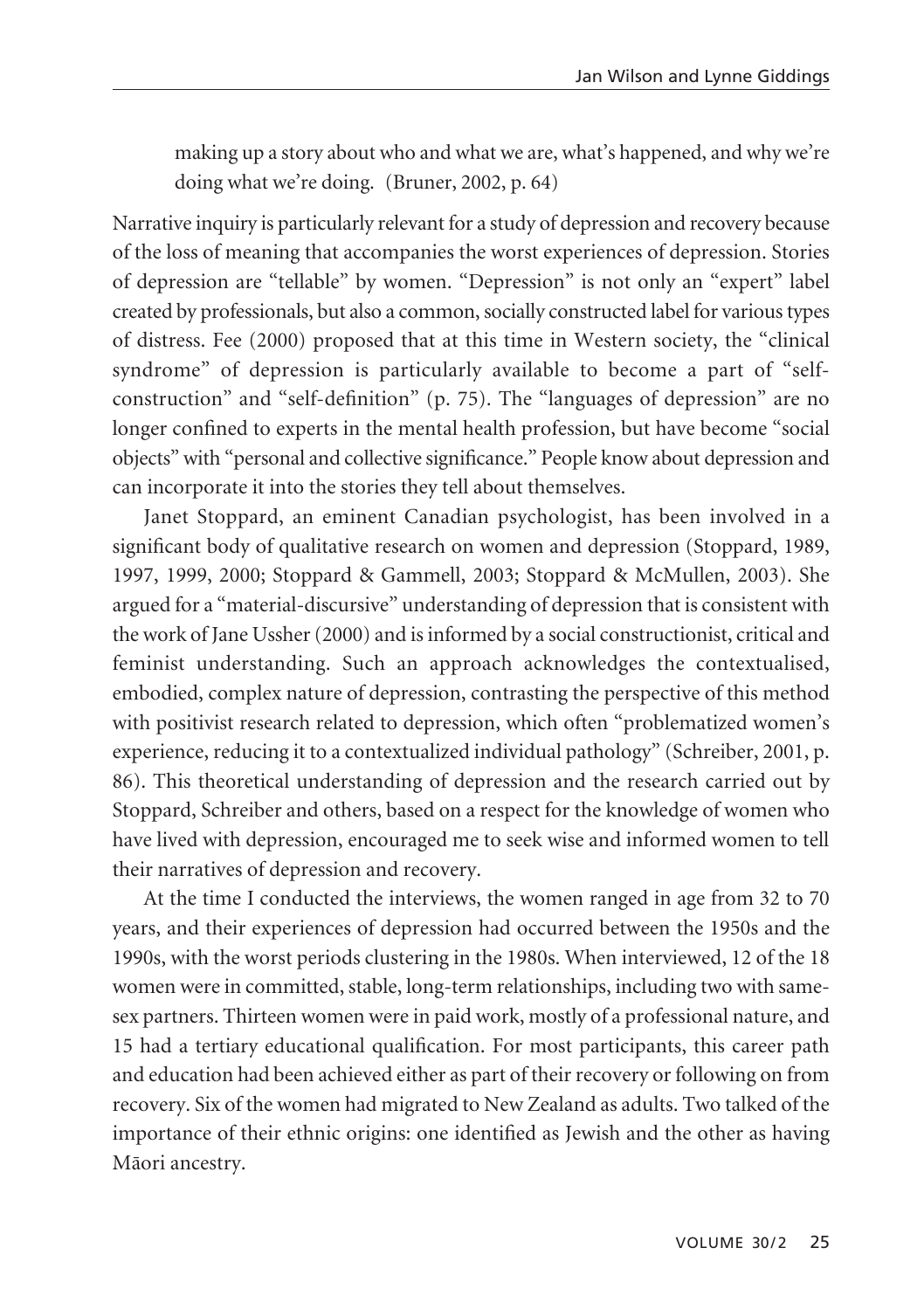> making up a story about who and what we are, what's happened, and why we're doing what we're doing. (Bruner, 2002, p. 64)

Narrative inquiry is particularly relevant for a study of depression and recovery because of the loss of meaning that accompanies the worst experiences of depression. Stories of depression are "tellable" by women. "Depression" is not only an "expert" label created by professionals, but also a common, socially constructed label for various types of distress. Fee (2000) proposed that at this time in Western society, the "clinical syndrome" of depression is particularly available to become a part of "self-construction" and "self-definition" (p. 75). The "languages of depression" are no longer confined to experts in the mental health profession, but have become "social objects" with "personal and collective significance." People know about depression and can incorporate it into the stories they tell about themselves.

Janet Stoppard, an eminent Canadian psychologist, has been involved in a significant body of qualitative research on women and depression (Stoppard, 1989, 1997, 1999, 2000; Stoppard & Gammell, 2003; Stoppard & McMullen, 2003). She argued for a "material-discursive" understanding of depression that is consistent with the work of Jane Ussher (2000) and is informed by a social constructionist, critical and feminist understanding. Such an approach acknowledges the contextualised, embodied, complex nature of depression, contrasting the perspective of this method with positivist research related to depression, which often "problematized women's experience, reducing it to a contextualized individual pathology" (Schreiber, 2001, p. 86). This theoretical understanding of depression and the research carried out by Stoppard, Schreiber and others, based on a respect for the knowledge of women who have lived with depression, encouraged me to seek wise and informed women to tell their narratives of depression and recovery.

At the time I conducted the interviews, the women ranged in age from 32 to 70 years, and their experiences of depression had occurred between the 1950s and the 1990s, with the worst periods clustering in the 1980s. When interviewed, 12 of the 18 women were in committed, stable, long-term relationships, including two with same-sex partners. Thirteen women were in paid work, mostly of a professional nature, and 15 had a tertiary educational qualification. For most participants, this career path and education had been achieved either as part of their recovery or following on from recovery. Six of the women had migrated to New Zealand as adults. Two talked of the importance of their ethnic origins: one identified as Jewish and the other as having Māori ancestry.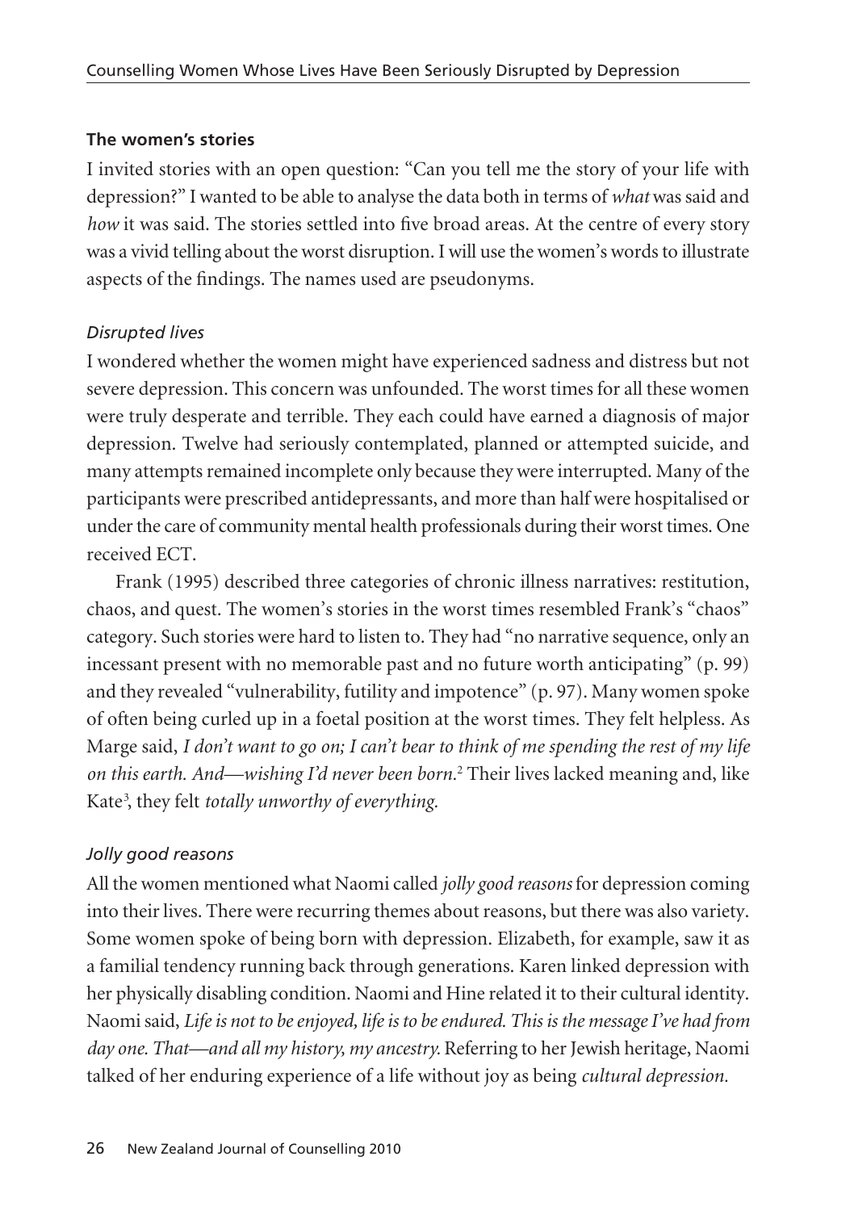### The women's stories

I invited stories with an open question: "Can you tell me the story of your life with depression?" I wanted to be able to analyse the data both in terms of *what* was said and *how* it was said. The stories settled into five broad areas. At the centre of every story was a vivid telling about the worst disruption. I will use the women's words to illustrate aspects of the findings. The names used are pseudonyms.

#### *Disrupted lives*

I wondered whether the women might have experienced sadness and distress but not severe depression. This concern was unfounded. The worst times for all these women were truly desperate and terrible. They each could have earned a diagnosis of major depression. Twelve had seriously contemplated, planned or attempted suicide, and many attempts remained incomplete only because they were interrupted. Many of the participants were prescribed antidepressants, and more than half were hospitalised or under the care of community mental health professionals during their worst times. One received ECT.

Frank (1995) described three categories of chronic illness narratives: restitution, chaos, and quest. The women's stories in the worst times resembled Frank's "chaos" category. Such stories were hard to listen to. They had "no narrative sequence, only an incessant present with no memorable past and no future worth anticipating" (p. 99) and they revealed "vulnerability, futility and impotence" (p. 97). Many women spoke of often being curled up in a foetal position at the worst times. They felt helpless. As Marge said, *I don't want to go on; I can't bear to think of me spending the rest of my life on this earth. And—wishing I'd never been born.*[2] Their lives lacked meaning and, like Kate[3], they felt *totally unworthy of everything.*

#### *Jolly good reasons*

All the women mentioned what Naomi called *jolly good reasons* for depression coming into their lives. There were recurring themes about reasons, but there was also variety. Some women spoke of being born with depression. Elizabeth, for example, saw it as a familial tendency running back through generations. Karen linked depression with her physically disabling condition. Naomi and Hine related it to their cultural identity. Naomi said, *Life is not to be enjoyed, life is to be endured. This is the message I've had from day one. That—and all my history, my ancestry.* Referring to her Jewish heritage, Naomi talked of her enduring experience of a life without joy as being *cultural depression.*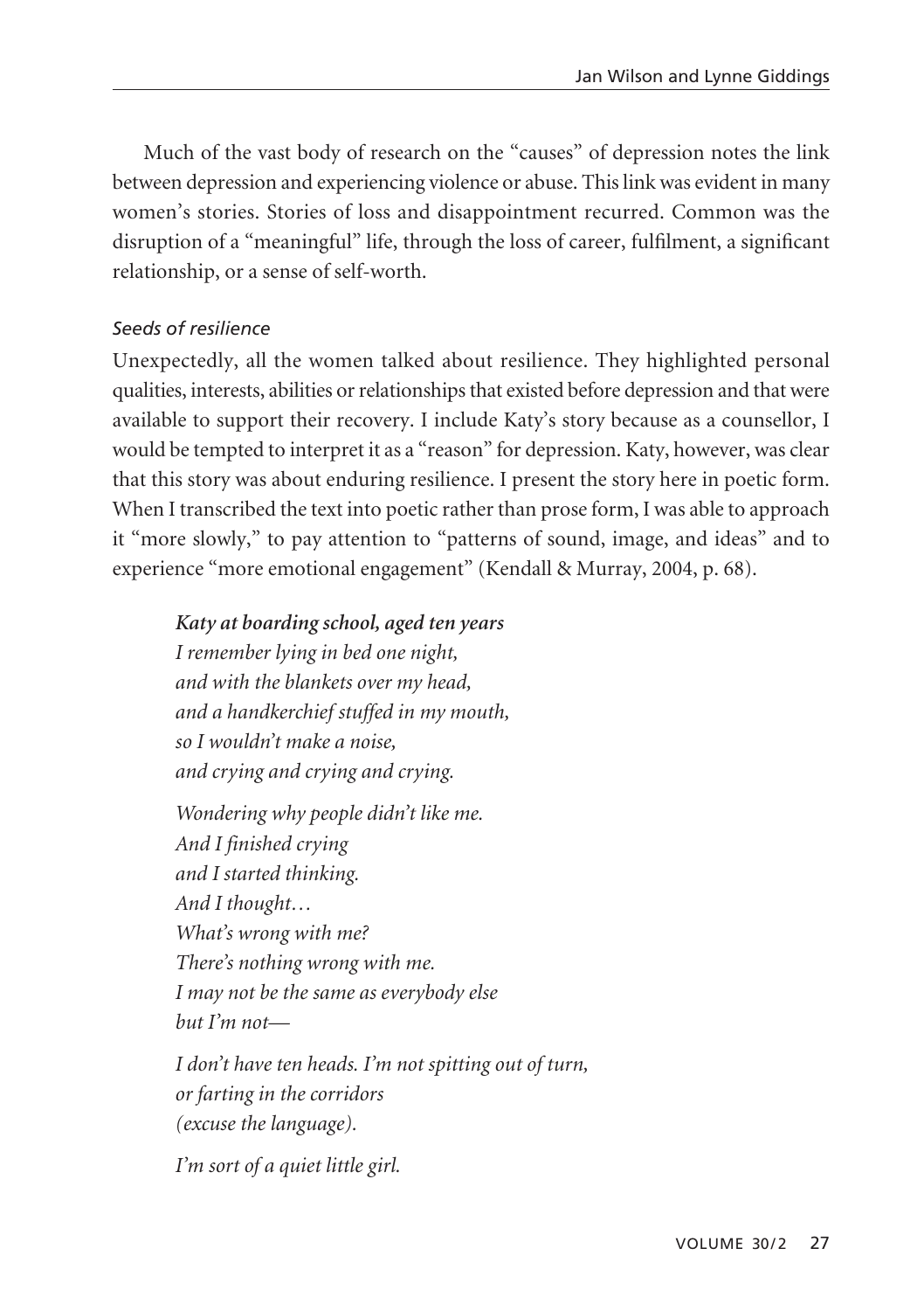Much of the vast body of research on the "causes" of depression notes the link between depression and experiencing violence or abuse. This link was evident in many women's stories. Stories of loss and disappointment recurred. Common was the disruption of a "meaningful" life, through the loss of career, fulfilment, a significant relationship, or a sense of self-worth.

### *Seeds of resilience*

Unexpectedly, all the women talked about resilience. They highlighted personal qualities, interests, abilities or relationships that existed before depression and that were available to support their recovery. I include Katy's story because as a counsellor, I would be tempted to interpret it as a "reason" for depression. Katy, however, was clear that this story was about enduring resilience. I present the story here in poetic form. When I transcribed the text into poetic rather than prose form, I was able to approach it "more slowly," to pay attention to "patterns of sound, image, and ideas" and to experience "more emotional engagement" (Kendall & Murray, 2004, p. 68).

***Katy at boarding school, aged ten years***
*I remember lying in bed one night,*
*and with the blankets over my head,*
*and a handkerchief stuffed in my mouth,*
*so I wouldn't make a noise,*
*and crying and crying and crying.*

*Wondering why people didn't like me.*
*And I finished crying*
*and I started thinking.*
*And I thought…*
*What's wrong with me?*
*There's nothing wrong with me.*
*I may not be the same as everybody else*
*but I'm not—*

*I don't have ten heads. I'm not spitting out of turn,*
*or farting in the corridors*
*(excuse the language).*

*I'm sort of a quiet little girl.*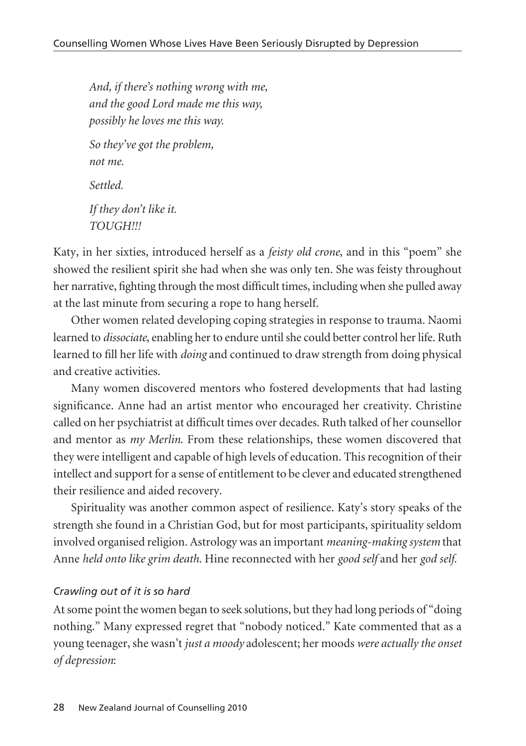*And, if there's nothing wrong with me,*
*and the good Lord made me this way,*
*possibly he loves me this way.*

*So they've got the problem,*
*not me.*

*Settled.*

*If they don't like it.*
*TOUGH!!!*

Katy, in her sixties, introduced herself as a *feisty old crone*, and in this "poem" she showed the resilient spirit she had when she was only ten. She was feisty throughout her narrative, fighting through the most difficult times, including when she pulled away at the last minute from securing a rope to hang herself.

Other women related developing coping strategies in response to trauma. Naomi learned to *dissociate*, enabling her to endure until she could better control her life. Ruth learned to fill her life with *doing* and continued to draw strength from doing physical and creative activities.

Many women discovered mentors who fostered developments that had lasting significance. Anne had an artist mentor who encouraged her creativity. Christine called on her psychiatrist at difficult times over decades. Ruth talked of her counsellor and mentor as *my Merlin*. From these relationships, these women discovered that they were intelligent and capable of high levels of education. This recognition of their intellect and support for a sense of entitlement to be clever and educated strengthened their resilience and aided recovery.

Spirituality was another common aspect of resilience. Katy's story speaks of the strength she found in a Christian God, but for most participants, spirituality seldom involved organised religion. Astrology was an important *meaning-making system* that Anne *held onto like grim death*. Hine reconnected with her *good self* and her *god self*.

### *Crawling out of it is so hard*

At some point the women began to seek solutions, but they had long periods of "doing nothing." Many expressed regret that "nobody noticed." Kate commented that as a young teenager, she wasn't *just a moody* adolescent; her moods *were actually the onset of depression*: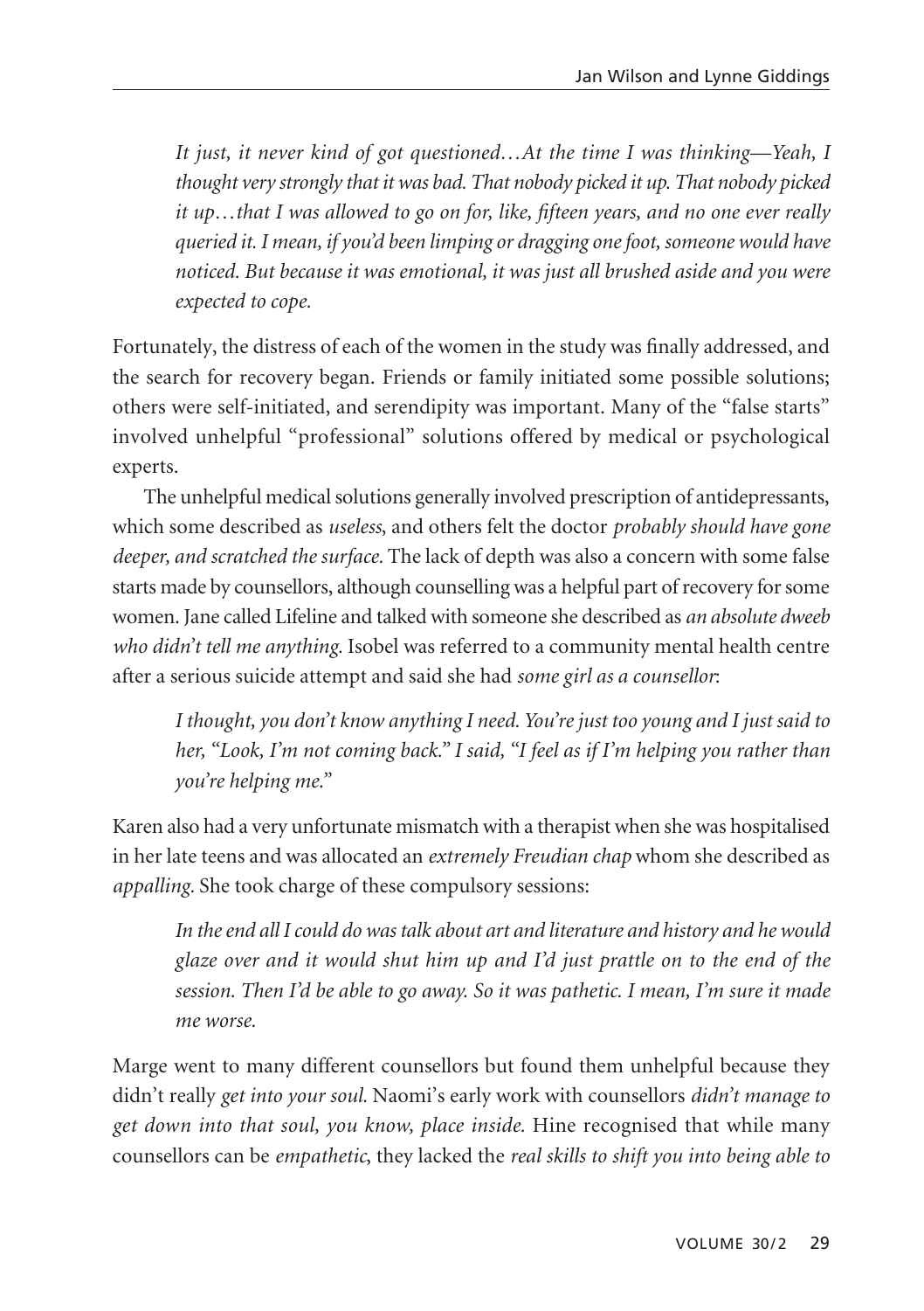> *It just, it never kind of got questioned…At the time I was thinking—Yeah, I thought very strongly that it was bad. That nobody picked it up. That nobody picked it up…that I was allowed to go on for, like, fifteen years, and no one ever really queried it. I mean, if you'd been limping or dragging one foot, someone would have noticed. But because it was emotional, it was just all brushed aside and you were expected to cope.*

Fortunately, the distress of each of the women in the study was finally addressed, and the search for recovery began. Friends or family initiated some possible solutions; others were self-initiated, and serendipity was important. Many of the "false starts" involved unhelpful "professional" solutions offered by medical or psychological experts.

The unhelpful medical solutions generally involved prescription of antidepressants, which some described as *useless*, and others felt the doctor *probably should have gone deeper, and scratched the surface.* The lack of depth was also a concern with some false starts made by counsellors, although counselling was a helpful part of recovery for some women. Jane called Lifeline and talked with someone she described as *an absolute dweeb who didn't tell me anything.* Isobel was referred to a community mental health centre after a serious suicide attempt and said she had *some girl as a counsellor*:

> *I thought, you don't know anything I need. You're just too young and I just said to her, "Look, I'm not coming back." I said, "I feel as if I'm helping you rather than you're helping me."*

Karen also had a very unfortunate mismatch with a therapist when she was hospitalised in her late teens and was allocated an *extremely Freudian chap* whom she described as *appalling.* She took charge of these compulsory sessions:

> *In the end all I could do was talk about art and literature and history and he would glaze over and it would shut him up and I'd just prattle on to the end of the session. Then I'd be able to go away. So it was pathetic. I mean, I'm sure it made me worse.*

Marge went to many different counsellors but found them unhelpful because they didn't really *get into your soul.* Naomi's early work with counsellors *didn't manage to get down into that soul, you know, place inside.* Hine recognised that while many counsellors can be *empathetic*, they lacked the *real skills to shift you into being able to*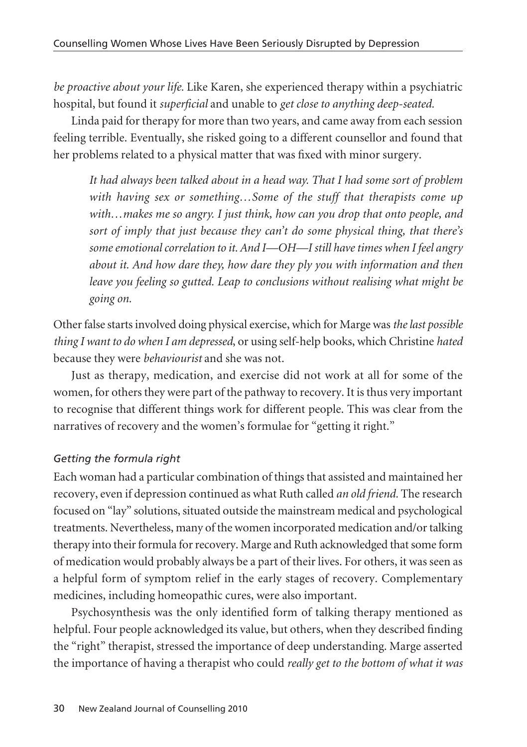*be proactive about your life.* Like Karen, she experienced therapy within a psychiatric hospital, but found it *superficial* and unable to *get close to anything deep-seated.*

Linda paid for therapy for more than two years, and came away from each session feeling terrible. Eventually, she risked going to a different counsellor and found that her problems related to a physical matter that was fixed with minor surgery.

> *It had always been talked about in a head way. That I had some sort of problem with having sex or something…Some of the stuff that therapists come up with…makes me so angry. I just think, how can you drop that onto people, and sort of imply that just because they can't do some physical thing, that there's some emotional correlation to it. And I—OH—I still have times when I feel angry about it. And how dare they, how dare they ply you with information and then leave you feeling so gutted. Leap to conclusions without realising what might be going on.*

Other false starts involved doing physical exercise, which for Marge was *the last possible thing I want to do when I am depressed*, or using self-help books, which Christine *hated* because they were *behaviourist* and she was not.

Just as therapy, medication, and exercise did not work at all for some of the women, for others they were part of the pathway to recovery. It is thus very important to recognise that different things work for different people. This was clear from the narratives of recovery and the women's formulae for "getting it right."

### *Getting the formula right*

Each woman had a particular combination of things that assisted and maintained her recovery, even if depression continued as what Ruth called *an old friend.* The research focused on "lay" solutions, situated outside the mainstream medical and psychological treatments. Nevertheless, many of the women incorporated medication and/or talking therapy into their formula for recovery. Marge and Ruth acknowledged that some form of medication would probably always be a part of their lives. For others, it was seen as a helpful form of symptom relief in the early stages of recovery. Complementary medicines, including homeopathic cures, were also important.

Psychosynthesis was the only identified form of talking therapy mentioned as helpful. Four people acknowledged its value, but others, when they described finding the "right" therapist, stressed the importance of deep understanding. Marge asserted the importance of having a therapist who could *really get to the bottom of what it was*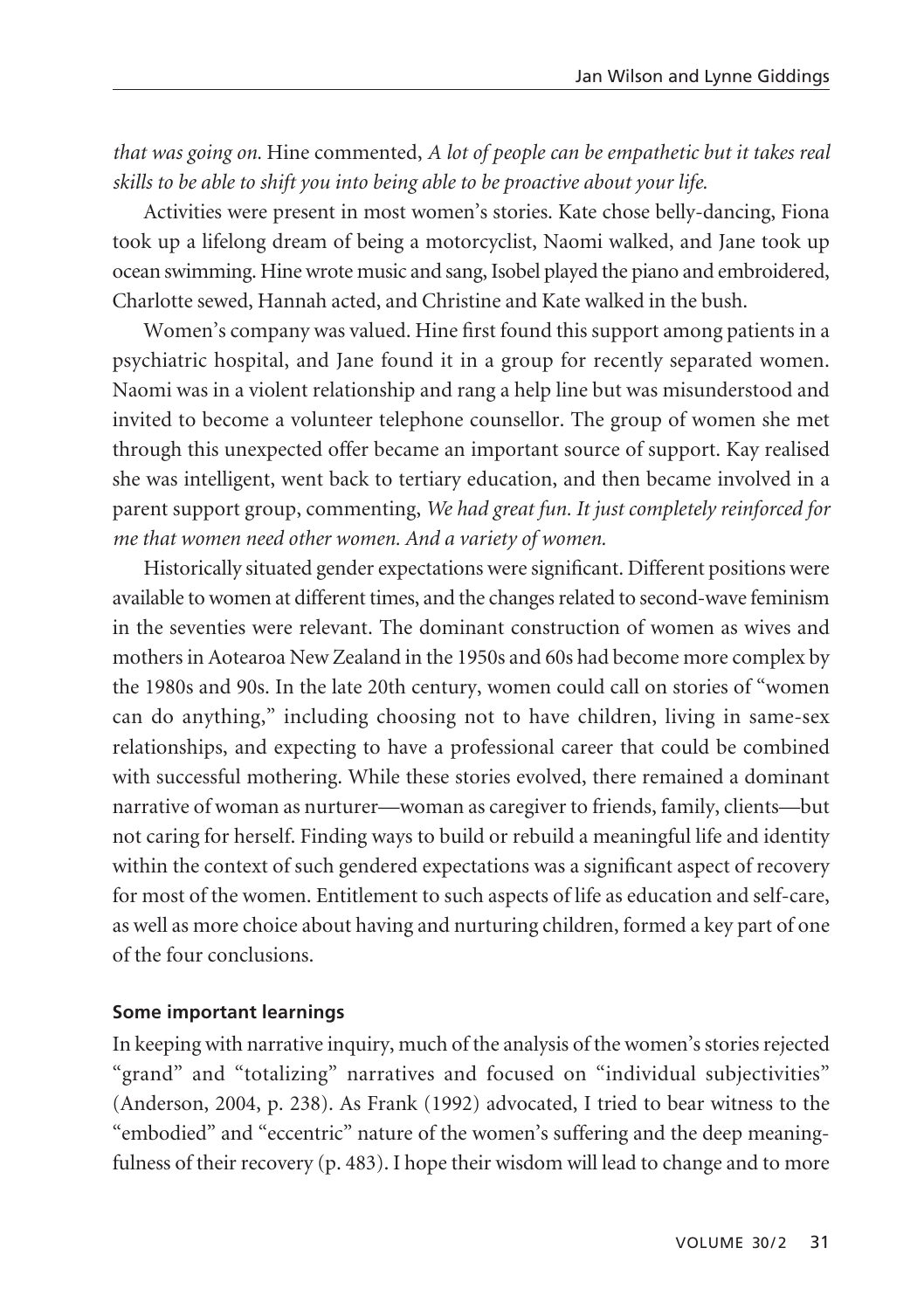*that was going on.* Hine commented, *A lot of people can be empathetic but it takes real skills to be able to shift you into being able to be proactive about your life.*

Activities were present in most women's stories. Kate chose belly-dancing, Fiona took up a lifelong dream of being a motorcyclist, Naomi walked, and Jane took up ocean swimming. Hine wrote music and sang, Isobel played the piano and embroidered, Charlotte sewed, Hannah acted, and Christine and Kate walked in the bush.

Women's company was valued. Hine first found this support among patients in a psychiatric hospital, and Jane found it in a group for recently separated women. Naomi was in a violent relationship and rang a help line but was misunderstood and invited to become a volunteer telephone counsellor. The group of women she met through this unexpected offer became an important source of support. Kay realised she was intelligent, went back to tertiary education, and then became involved in a parent support group, commenting, *We had great fun. It just completely reinforced for me that women need other women. And a variety of women.*

Historically situated gender expectations were significant. Different positions were available to women at different times, and the changes related to second-wave feminism in the seventies were relevant. The dominant construction of women as wives and mothers in Aotearoa New Zealand in the 1950s and 60s had become more complex by the 1980s and 90s. In the late 20th century, women could call on stories of "women can do anything," including choosing not to have children, living in same-sex relationships, and expecting to have a professional career that could be combined with successful mothering. While these stories evolved, there remained a dominant narrative of woman as nurturer—woman as caregiver to friends, family, clients—but not caring for herself. Finding ways to build or rebuild a meaningful life and identity within the context of such gendered expectations was a significant aspect of recovery for most of the women. Entitlement to such aspects of life as education and self-care, as well as more choice about having and nurturing children, formed a key part of one of the four conclusions.

#### Some important learnings

In keeping with narrative inquiry, much of the analysis of the women's stories rejected "grand" and "totalizing" narratives and focused on "individual subjectivities" (Anderson, 2004, p. 238). As Frank (1992) advocated, I tried to bear witness to the "embodied" and "eccentric" nature of the women's suffering and the deep meaningfulness of their recovery (p. 483). I hope their wisdom will lead to change and to more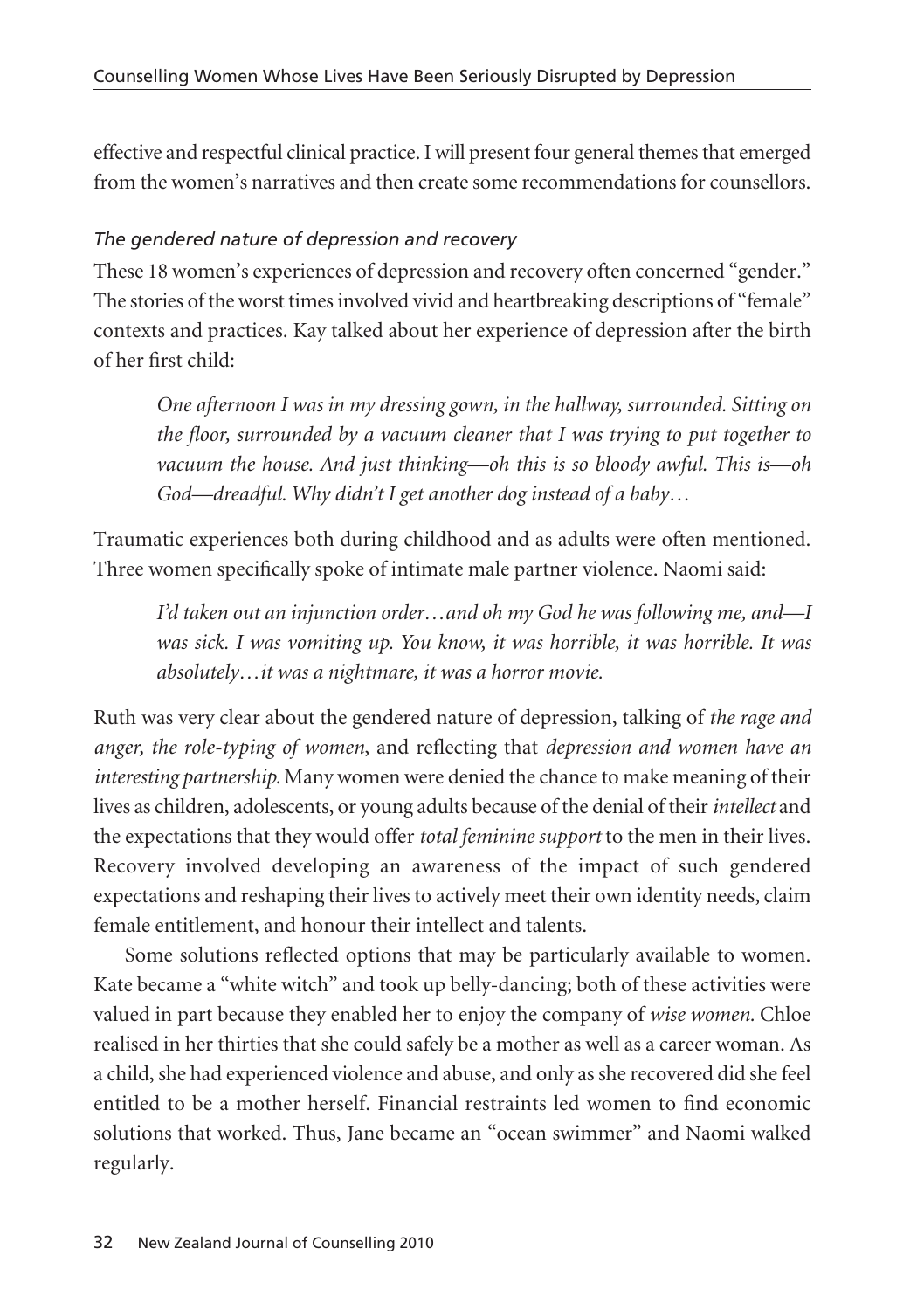effective and respectful clinical practice. I will present four general themes that emerged from the women's narratives and then create some recommendations for counsellors.

### *The gendered nature of depression and recovery*

These 18 women's experiences of depression and recovery often concerned "gender." The stories of the worst times involved vivid and heartbreaking descriptions of "female" contexts and practices. Kay talked about her experience of depression after the birth of her first child:

> *One afternoon I was in my dressing gown, in the hallway, surrounded. Sitting on the floor, surrounded by a vacuum cleaner that I was trying to put together to vacuum the house. And just thinking—oh this is so bloody awful. This is—oh God—dreadful. Why didn't I get another dog instead of a baby…*

Traumatic experiences both during childhood and as adults were often mentioned. Three women specifically spoke of intimate male partner violence. Naomi said:

> *I'd taken out an injunction order…and oh my God he was following me, and—I was sick. I was vomiting up. You know, it was horrible, it was horrible. It was absolutely…it was a nightmare, it was a horror movie.*

Ruth was very clear about the gendered nature of depression, talking of *the rage and anger, the role-typing of women*, and reflecting that *depression and women have an interesting partnership.* Many women were denied the chance to make meaning of their lives as children, adolescents, or young adults because of the denial of their *intellect* and the expectations that they would offer *total feminine support* to the men in their lives. Recovery involved developing an awareness of the impact of such gendered expectations and reshaping their lives to actively meet their own identity needs, claim female entitlement, and honour their intellect and talents.

Some solutions reflected options that may be particularly available to women. Kate became a "white witch" and took up belly-dancing; both of these activities were valued in part because they enabled her to enjoy the company of *wise women.* Chloe realised in her thirties that she could safely be a mother as well as a career woman. As a child, she had experienced violence and abuse, and only as she recovered did she feel entitled to be a mother herself. Financial restraints led women to find economic solutions that worked. Thus, Jane became an "ocean swimmer" and Naomi walked regularly.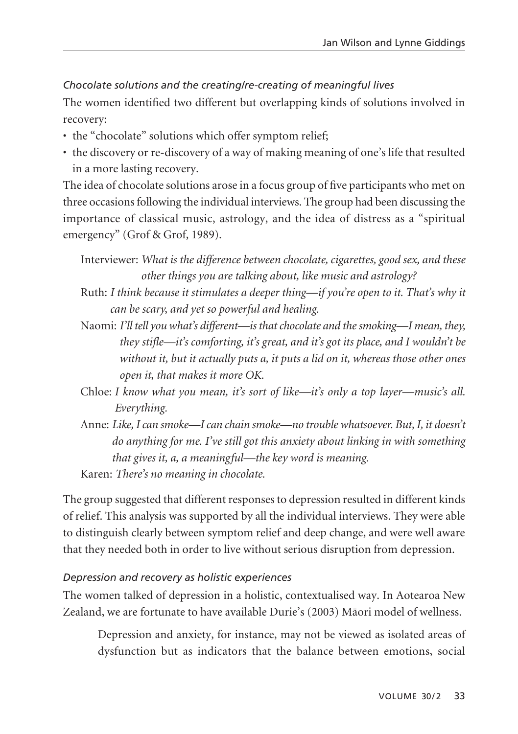### *Chocolate solutions and the creating/re-creating of meaningful lives*

The women identified two different but overlapping kinds of solutions involved in recovery:

- the "chocolate" solutions which offer symptom relief;
- the discovery or re-discovery of a way of making meaning of one's life that resulted in a more lasting recovery.

The idea of chocolate solutions arose in a focus group of five participants who met on three occasions following the individual interviews. The group had been discussing the importance of classical music, astrology, and the idea of distress as a "spiritual emergency" (Grof & Grof, 1989).

> Interviewer: *What is the difference between chocolate, cigarettes, good sex, and these other things you are talking about, like music and astrology?*
>
> Ruth: *I think because it stimulates a deeper thing—if you're open to it. That's why it can be scary, and yet so powerful and healing.*
>
> Naomi: *I'll tell you what's different—is that chocolate and the smoking—I mean, they, they stifle—it's comforting, it's great, and it's got its place, and I wouldn't be without it, but it actually puts a, it puts a lid on it, whereas those other ones open it, that makes it more OK.*
>
> Chloe: *I know what you mean, it's sort of like—it's only a top layer—music's all. Everything.*
>
> Anne: *Like, I can smoke—I can chain smoke—no trouble whatsoever. But, I, it doesn't do anything for me. I've still got this anxiety about linking in with something that gives it, a, a meaningful—the key word is meaning.*
>
> Karen: *There's no meaning in chocolate.*

The group suggested that different responses to depression resulted in different kinds of relief. This analysis was supported by all the individual interviews. They were able to distinguish clearly between symptom relief and deep change, and were well aware that they needed both in order to live without serious disruption from depression.

### *Depression and recovery as holistic experiences*

The women talked of depression in a holistic, contextualised way. In Aotearoa New Zealand, we are fortunate to have available Durie's (2003) Māori model of wellness.

> Depression and anxiety, for instance, may not be viewed as isolated areas of dysfunction but as indicators that the balance between emotions, social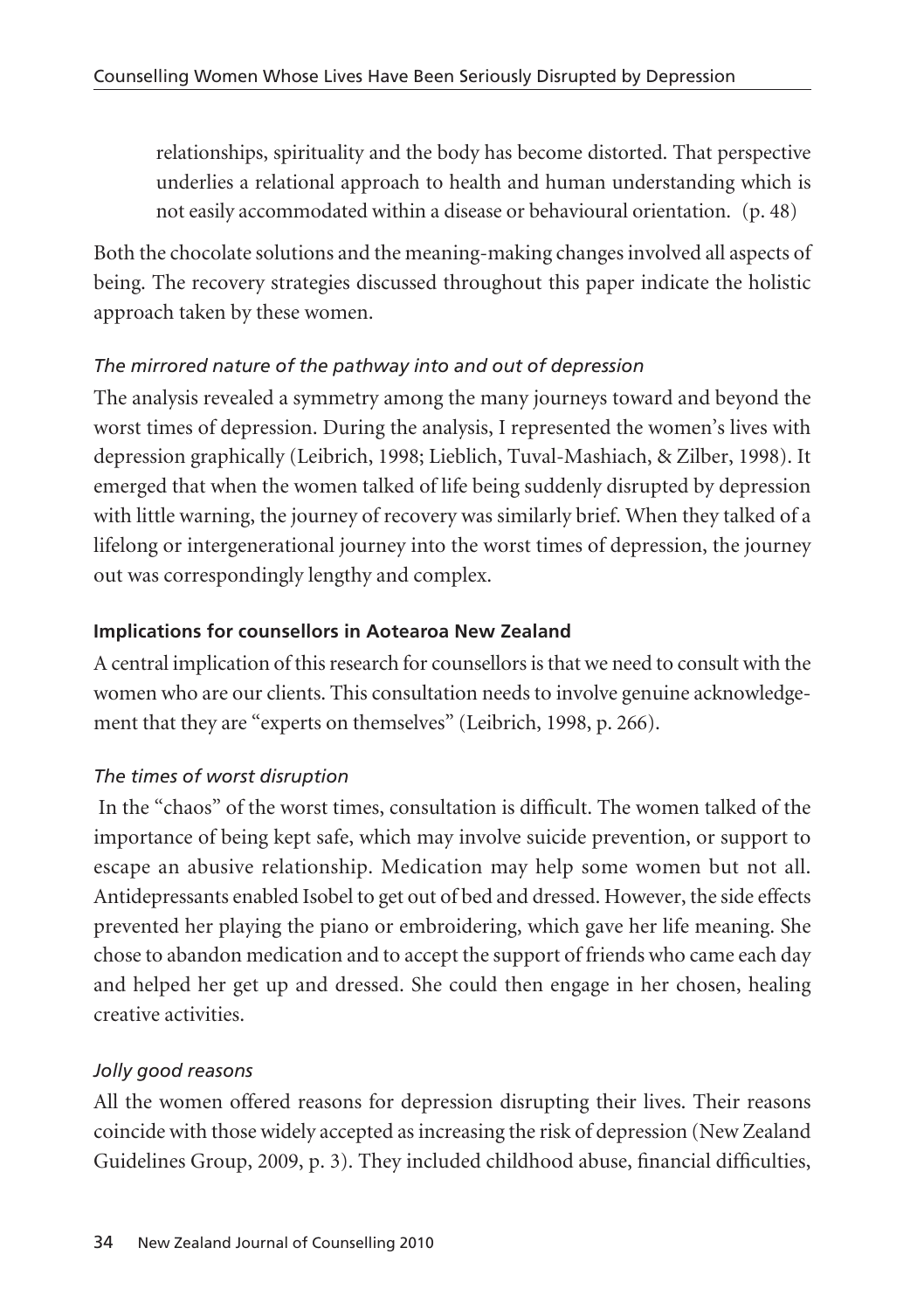> relationships, spirituality and the body has become distorted. That perspective underlies a relational approach to health and human understanding which is not easily accommodated within a disease or behavioural orientation. (p. 48)

Both the chocolate solutions and the meaning-making changes involved all aspects of being. The recovery strategies discussed throughout this paper indicate the holistic approach taken by these women.

*The mirrored nature of the pathway into and out of depression*

The analysis revealed a symmetry among the many journeys toward and beyond the worst times of depression. During the analysis, I represented the women's lives with depression graphically (Leibrich, 1998; Lieblich, Tuval-Mashiach, & Zilber, 1998). It emerged that when the women talked of life being suddenly disrupted by depression with little warning, the journey of recovery was similarly brief. When they talked of a lifelong or intergenerational journey into the worst times of depression, the journey out was correspondingly lengthy and complex.

**Implications for counsellors in Aotearoa New Zealand**

A central implication of this research for counsellors is that we need to consult with the women who are our clients. This consultation needs to involve genuine acknowledgement that they are "experts on themselves" (Leibrich, 1998, p. 266).

*The times of worst disruption*

In the "chaos" of the worst times, consultation is difficult. The women talked of the importance of being kept safe, which may involve suicide prevention, or support to escape an abusive relationship. Medication may help some women but not all. Antidepressants enabled Isobel to get out of bed and dressed. However, the side effects prevented her playing the piano or embroidering, which gave her life meaning. She chose to abandon medication and to accept the support of friends who came each day and helped her get up and dressed. She could then engage in her chosen, healing creative activities.

*Jolly good reasons*

All the women offered reasons for depression disrupting their lives. Their reasons coincide with those widely accepted as increasing the risk of depression (New Zealand Guidelines Group, 2009, p. 3). They included childhood abuse, financial difficulties,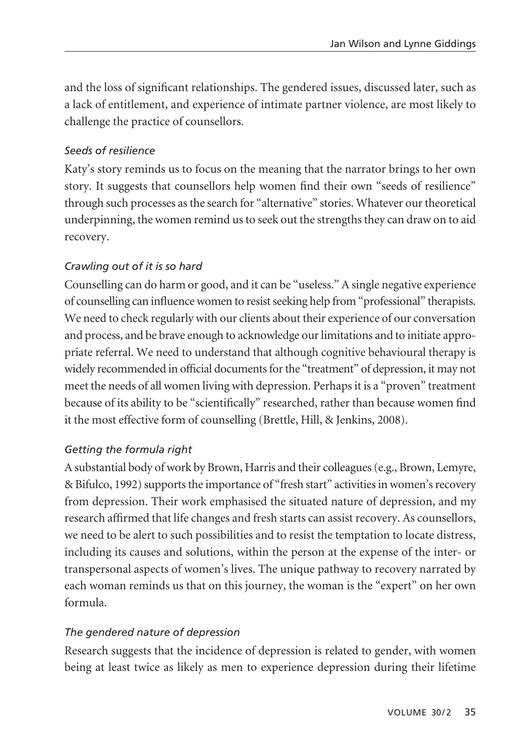and the loss of significant relationships. The gendered issues, discussed later, such as a lack of entitlement, and experience of intimate partner violence, are most likely to challenge the practice of counsellors.

### *Seeds of resilience*

Katy's story reminds us to focus on the meaning that the narrator brings to her own story. It suggests that counsellors help women find their own "seeds of resilience" through such processes as the search for "alternative" stories. Whatever our theoretical underpinning, the women remind us to seek out the strengths they can draw on to aid recovery.

### *Crawling out of it is so hard*

Counselling can do harm or good, and it can be "useless." A single negative experience of counselling can influence women to resist seeking help from "professional" therapists. We need to check regularly with our clients about their experience of our conversation and process, and be brave enough to acknowledge our limitations and to initiate appropriate referral. We need to understand that although cognitive behavioural therapy is widely recommended in official documents for the "treatment" of depression, it may not meet the needs of all women living with depression. Perhaps it is a "proven" treatment because of its ability to be "scientifically" researched, rather than because women find it the most effective form of counselling (Brettle, Hill, & Jenkins, 2008).

### *Getting the formula right*

A substantial body of work by Brown, Harris and their colleagues (e.g., Brown, Lemyre, & Bifulco, 1992) supports the importance of "fresh start" activities in women's recovery from depression. Their work emphasised the situated nature of depression, and my research affirmed that life changes and fresh starts can assist recovery. As counsellors, we need to be alert to such possibilities and to resist the temptation to locate distress, including its causes and solutions, within the person at the expense of the inter- or transpersonal aspects of women's lives. The unique pathway to recovery narrated by each woman reminds us that on this journey, the woman is the "expert" on her own formula.

### *The gendered nature of depression*

Research suggests that the incidence of depression is related to gender, with women being at least twice as likely as men to experience depression during their lifetime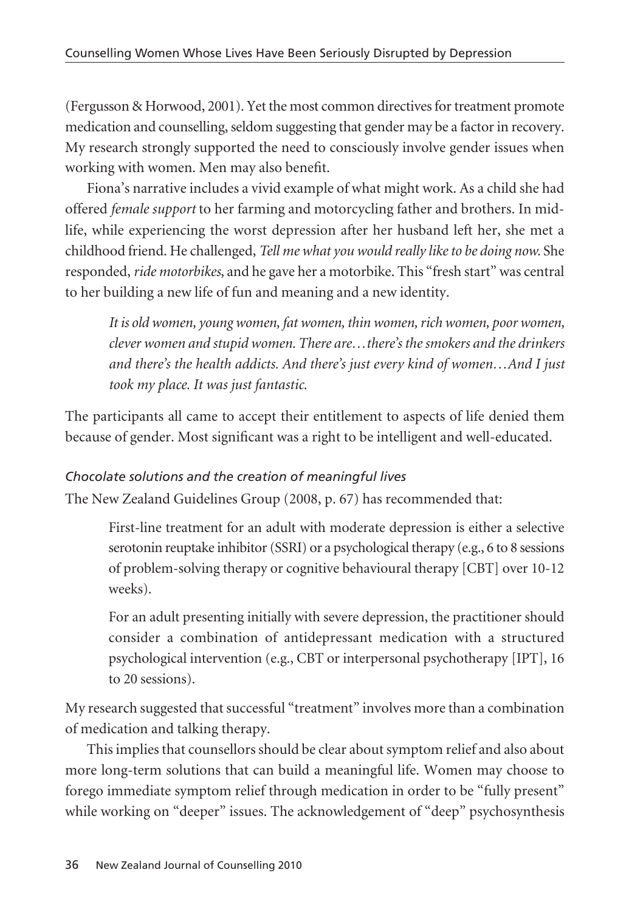(Fergusson & Horwood, 2001). Yet the most common directives for treatment promote medication and counselling, seldom suggesting that gender may be a factor in recovery. My research strongly supported the need to consciously involve gender issues when working with women. Men may also benefit.

Fiona's narrative includes a vivid example of what might work. As a child she had offered *female support* to her farming and motorcycling father and brothers. In mid-life, while experiencing the worst depression after her husband left her, she met a childhood friend. He challenged, *Tell me what you would really like to be doing now.* She responded, *ride motorbikes*, and he gave her a motorbike. This "fresh start" was central to her building a new life of fun and meaning and a new identity.

> *It is old women, young women, fat women, thin women, rich women, poor women, clever women and stupid women. There are…there's the smokers and the drinkers and there's the health addicts. And there's just every kind of women…And I just took my place. It was just fantastic.*

The participants all came to accept their entitlement to aspects of life denied them because of gender. Most significant was a right to be intelligent and well-educated.

### *Chocolate solutions and the creation of meaningful lives*

The New Zealand Guidelines Group (2008, p. 67) has recommended that:

> First-line treatment for an adult with moderate depression is either a selective serotonin reuptake inhibitor (SSRI) or a psychological therapy (e.g., 6 to 8 sessions of problem-solving therapy or cognitive behavioural therapy [CBT] over 10-12 weeks).
>
> For an adult presenting initially with severe depression, the practitioner should consider a combination of antidepressant medication with a structured psychological intervention (e.g., CBT or interpersonal psychotherapy [IPT], 16 to 20 sessions).

My research suggested that successful "treatment" involves more than a combination of medication and talking therapy.

This implies that counsellors should be clear about symptom relief and also about more long-term solutions that can build a meaningful life. Women may choose to forego immediate symptom relief through medication in order to be "fully present" while working on "deeper" issues. The acknowledgement of "deep" psychosynthesis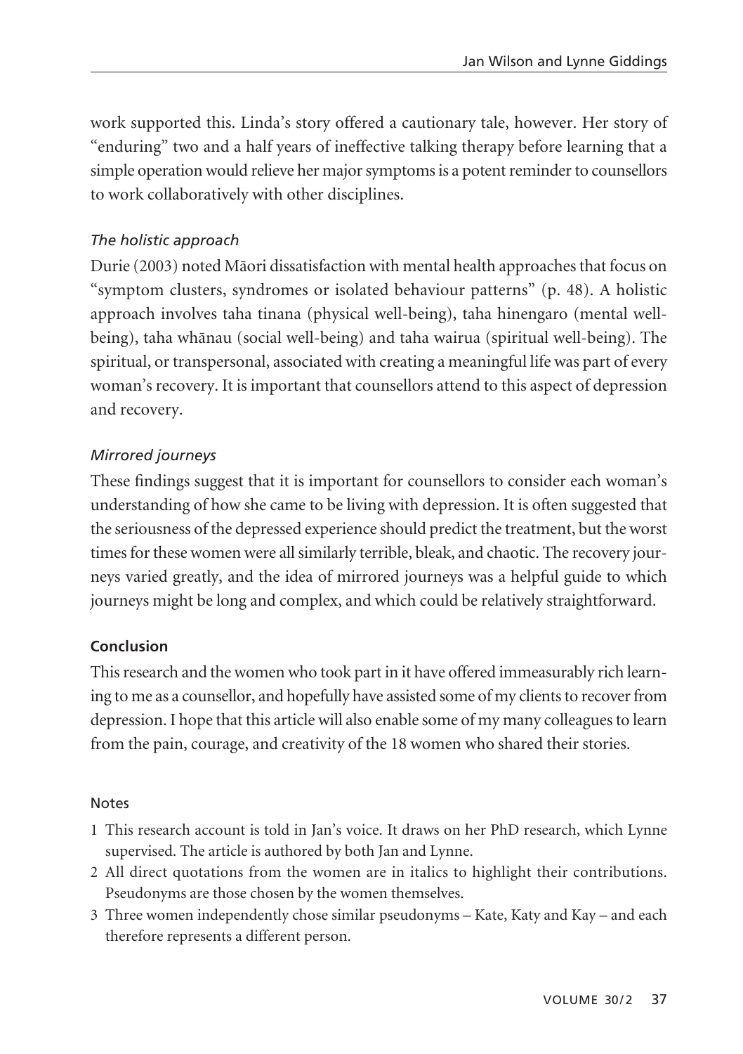work supported this. Linda's story offered a cautionary tale, however. Her story of "enduring" two and a half years of ineffective talking therapy before learning that a simple operation would relieve her major symptoms is a potent reminder to counsellors to work collaboratively with other disciplines.

### *The holistic approach*

Durie (2003) noted Māori dissatisfaction with mental health approaches that focus on "symptom clusters, syndromes or isolated behaviour patterns" (p. 48). A holistic approach involves taha tinana (physical well-being), taha hinengaro (mental well-being), taha whānau (social well-being) and taha wairua (spiritual well-being). The spiritual, or transpersonal, associated with creating a meaningful life was part of every woman's recovery. It is important that counsellors attend to this aspect of depression and recovery.

### *Mirrored journeys*

These findings suggest that it is important for counsellors to consider each woman's understanding of how she came to be living with depression. It is often suggested that the seriousness of the depressed experience should predict the treatment, but the worst times for these women were all similarly terrible, bleak, and chaotic. The recovery journeys varied greatly, and the idea of mirrored journeys was a helpful guide to which journeys might be long and complex, and which could be relatively straightforward.

## Conclusion

This research and the women who took part in it have offered immeasurably rich learning to me as a counsellor, and hopefully have assisted some of my clients to recover from depression. I hope that this article will also enable some of my many colleagues to learn from the pain, courage, and creativity of the 18 women who shared their stories.

### Notes

1. This research account is told in Jan's voice. It draws on her PhD research, which Lynne supervised. The article is authored by both Jan and Lynne.
2. All direct quotations from the women are in italics to highlight their contributions. Pseudonyms are those chosen by the women themselves.
3. Three women independently chose similar pseudonyms – Kate, Katy and Kay – and each therefore represents a different person.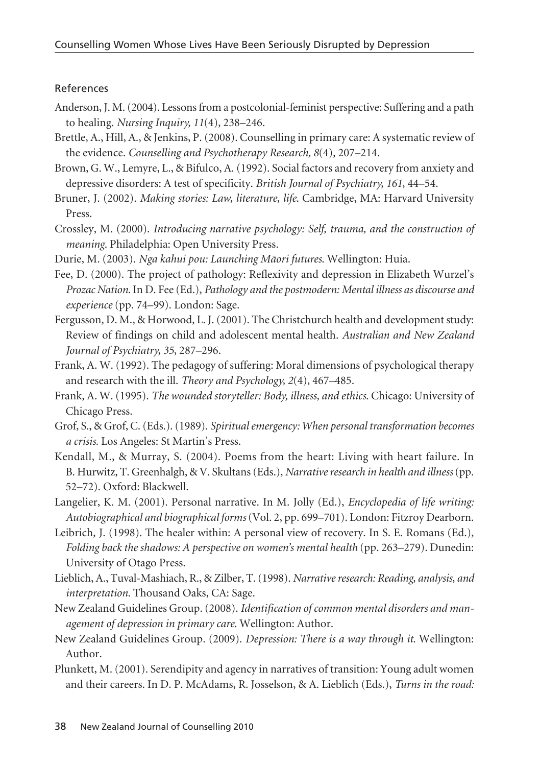## References

Anderson, J. M. (2004). Lessons from a postcolonial-feminist perspective: Suffering and a path to healing. *Nursing Inquiry, 11*(4), 238–246.

Brettle, A., Hill, A., & Jenkins, P. (2008). Counselling in primary care: A systematic review of the evidence. *Counselling and Psychotherapy Research, 8*(4), 207–214.

Brown, G. W., Lemyre, L., & Bifulco, A. (1992). Social factors and recovery from anxiety and depressive disorders: A test of specificity. *British Journal of Psychiatry, 161*, 44–54.

Bruner, J. (2002). *Making stories: Law, literature, life.* Cambridge, MA: Harvard University Press.

Crossley, M. (2000). *Introducing narrative psychology: Self, trauma, and the construction of meaning.* Philadelphia: Open University Press.

Durie, M. (2003). *Nga kahui pou: Launching Māori futures.* Wellington: Huia.

Fee, D. (2000). The project of pathology: Reflexivity and depression in Elizabeth Wurzel's *Prozac Nation.* In D. Fee (Ed.), *Pathology and the postmodern: Mental illness as discourse and experience* (pp. 74–99). London: Sage.

Fergusson, D. M., & Horwood, L. J. (2001). The Christchurch health and development study: Review of findings on child and adolescent mental health. *Australian and New Zealand Journal of Psychiatry, 35*, 287–296.

Frank, A. W. (1992). The pedagogy of suffering: Moral dimensions of psychological therapy and research with the ill. *Theory and Psychology, 2*(4), 467–485.

Frank, A. W. (1995). *The wounded storyteller: Body, illness, and ethics.* Chicago: University of Chicago Press.

Grof, S., & Grof, C. (Eds.). (1989). *Spiritual emergency: When personal transformation becomes a crisis.* Los Angeles: St Martin's Press.

Kendall, M., & Murray, S. (2004). Poems from the heart: Living with heart failure. In B. Hurwitz, T. Greenhalgh, & V. Skultans (Eds.), *Narrative research in health and illness* (pp. 52–72). Oxford: Blackwell.

Langelier, K. M. (2001). Personal narrative. In M. Jolly (Ed.), *Encyclopedia of life writing: Autobiographical and biographical forms* (Vol. 2, pp. 699–701). London: Fitzroy Dearborn.

Leibrich, J. (1998). The healer within: A personal view of recovery. In S. E. Romans (Ed.), *Folding back the shadows: A perspective on women's mental health* (pp. 263–279). Dunedin: University of Otago Press.

Lieblich, A., Tuval-Mashiach, R., & Zilber, T. (1998). *Narrative research: Reading, analysis, and interpretation.* Thousand Oaks, CA: Sage.

New Zealand Guidelines Group. (2008). *Identification of common mental disorders and management of depression in primary care.* Wellington: Author.

New Zealand Guidelines Group. (2009). *Depression: There is a way through it.* Wellington: Author.

Plunkett, M. (2001). Serendipity and agency in narratives of transition: Young adult women and their careers. In D. P. McAdams, R. Josselson, & A. Lieblich (Eds.), *Turns in the road:*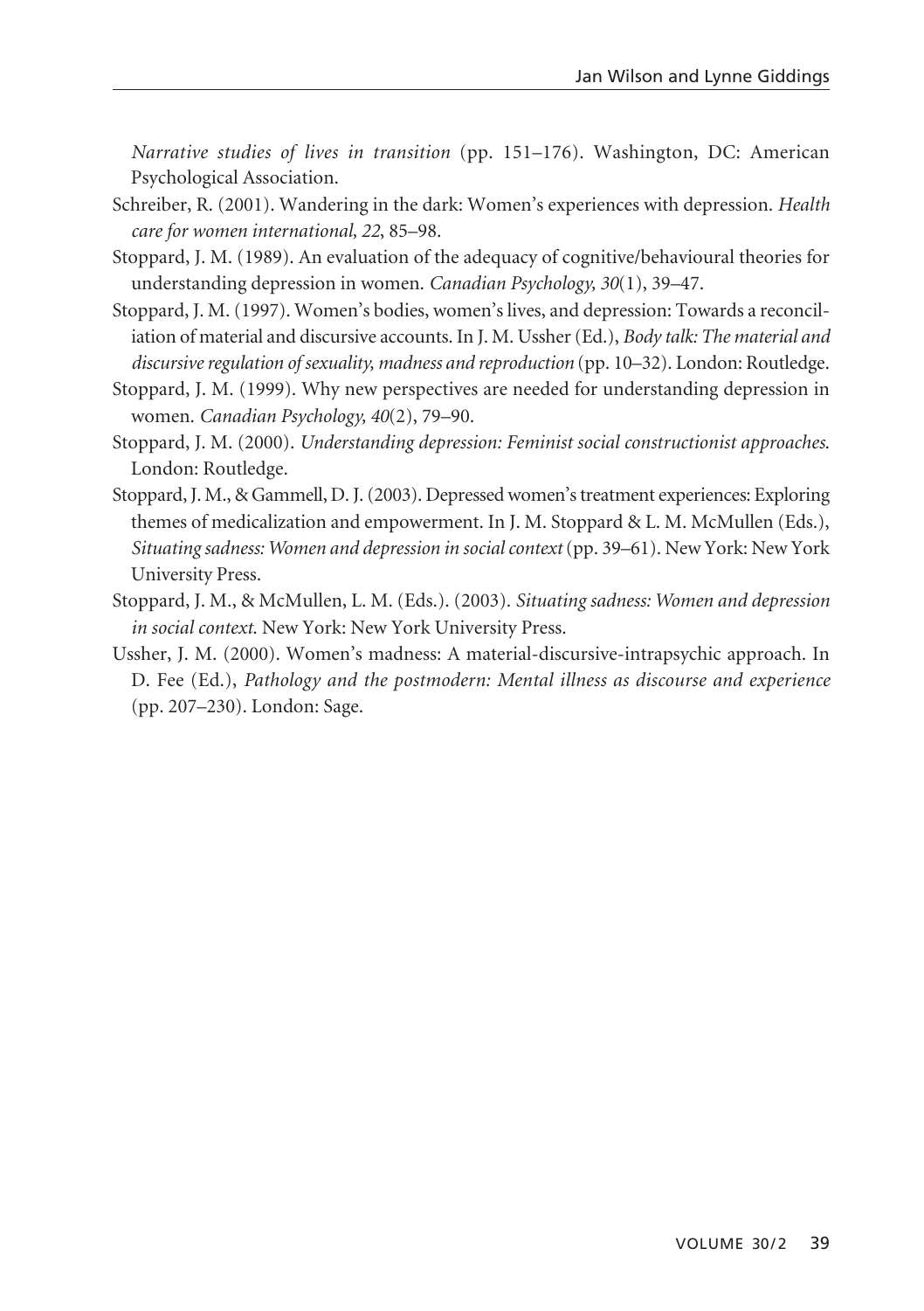*Narrative studies of lives in transition* (pp. 151–176). Washington, DC: American Psychological Association.

Schreiber, R. (2001). Wandering in the dark: Women's experiences with depression. *Health care for women international, 22*, 85–98.

Stoppard, J. M. (1989). An evaluation of the adequacy of cognitive/behavioural theories for understanding depression in women. *Canadian Psychology, 30*(1), 39–47.

Stoppard, J. M. (1997). Women's bodies, women's lives, and depression: Towards a reconciliation of material and discursive accounts. In J. M. Ussher (Ed.), *Body talk: The material and discursive regulation of sexuality, madness and reproduction* (pp. 10–32). London: Routledge.

Stoppard, J. M. (1999). Why new perspectives are needed for understanding depression in women. *Canadian Psychology, 40*(2), 79–90.

Stoppard, J. M. (2000). *Understanding depression: Feminist social constructionist approaches.* London: Routledge.

Stoppard, J. M., & Gammell, D. J. (2003). Depressed women's treatment experiences: Exploring themes of medicalization and empowerment. In J. M. Stoppard & L. M. McMullen (Eds.), *Situating sadness: Women and depression in social context* (pp. 39–61). New York: New York University Press.

Stoppard, J. M., & McMullen, L. M. (Eds.). (2003). *Situating sadness: Women and depression in social context.* New York: New York University Press.

Ussher, J. M. (2000). Women's madness: A material-discursive-intrapsychic approach. In D. Fee (Ed.), *Pathology and the postmodern: Mental illness as discourse and experience* (pp. 207–230). London: Sage.